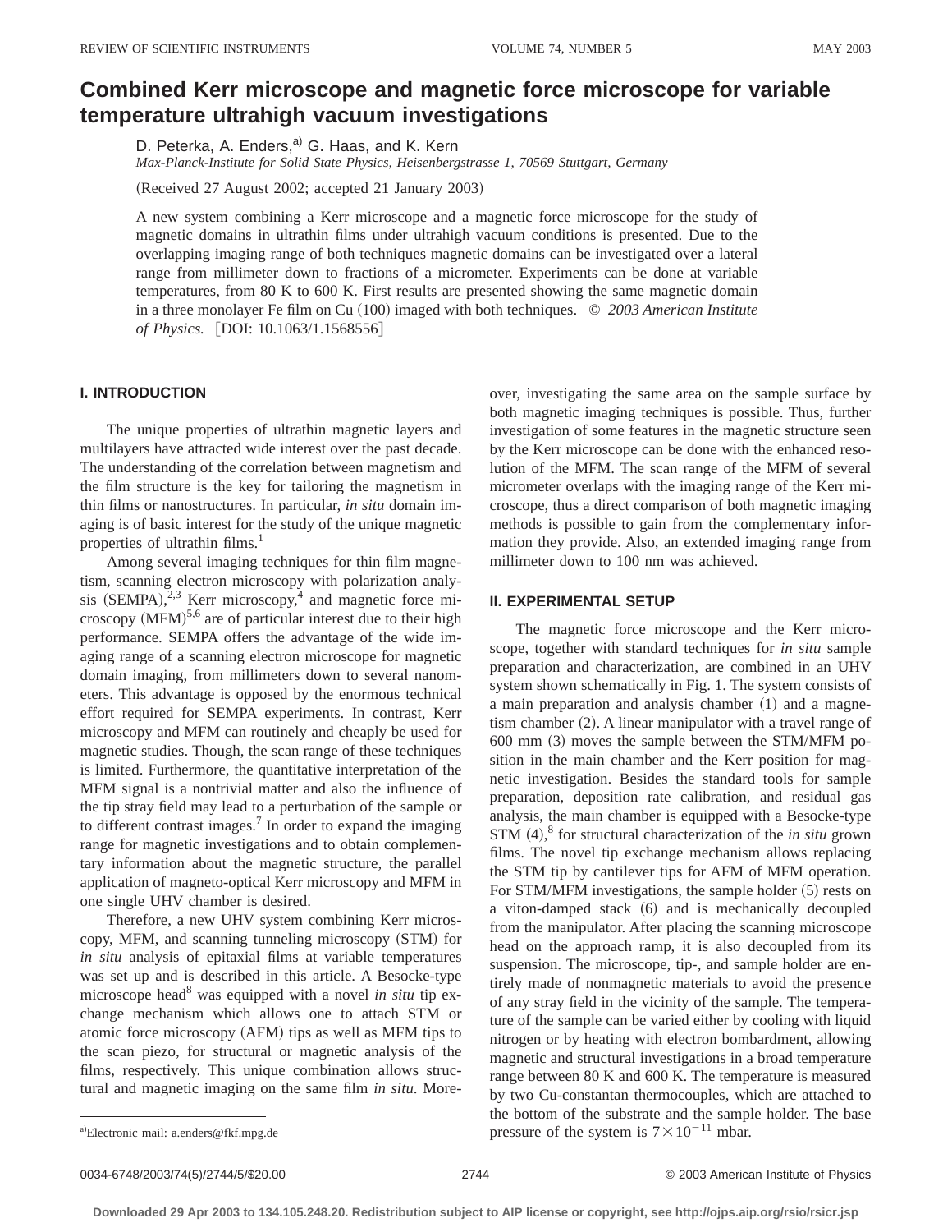# Combined Kerr microscope and magnetic force microscope for variable temperature ultrahigh vacuum investigations

D. Peterka, A. Enders,[a] G. Haas, and K. Kern

*Max-Planck-Institute for Solid State Physics, Heisenbergstrasse 1, 70569 Stuttgart, Germany*

(Received 27 August 2002; accepted 21 January 2003)

A new system combining a Kerr microscope and a magnetic force microscope for the study of magnetic domains in ultrathin films under ultrahigh vacuum conditions is presented. Due to the overlapping imaging range of both techniques magnetic domains can be investigated over a lateral range from millimeter down to fractions of a micrometer. Experiments can be done at variable temperatures, from 80 K to 600 K. First results are presented showing the same magnetic domain in a three monolayer Fe film on Cu (100) imaged with both techniques. © *2003 American Institute of Physics.* [DOI: 10.1063/1.1568556]

## I. INTRODUCTION

The unique properties of ultrathin magnetic layers and multilayers have attracted wide interest over the past decade. The understanding of the correlation between magnetism and the film structure is the key for tailoring the magnetism in thin films or nanostructures. In particular, *in situ* domain imaging is of basic interest for the study of the unique magnetic properties of ultrathin films.[1]

Among several imaging techniques for thin film magnetism, scanning electron microscopy with polarization analysis (SEMPA),[2,3] Kerr microscopy,[4] and magnetic force microscopy (MFM)[5,6] are of particular interest due to their high performance. SEMPA offers the advantage of the wide imaging range of a scanning electron microscope for magnetic domain imaging, from millimeters down to several nanometers. This advantage is opposed by the enormous technical effort required for SEMPA experiments. In contrast, Kerr microscopy and MFM can routinely and cheaply be used for magnetic studies. Though, the scan range of these techniques is limited. Furthermore, the quantitative interpretation of the MFM signal is a nontrivial matter and also the influence of the tip stray field may lead to a perturbation of the sample or to different contrast images.[7] In order to expand the imaging range for magnetic investigations and to obtain complementary information about the magnetic structure, the parallel application of magneto-optical Kerr microscopy and MFM in one single UHV chamber is desired.

Therefore, a new UHV system combining Kerr microscopy, MFM, and scanning tunneling microscopy (STM) for *in situ* analysis of epitaxial films at variable temperatures was set up and is described in this article. A Besocke-type microscope head[8] was equipped with a novel *in situ* tip exchange mechanism which allows one to attach STM or atomic force microscopy (AFM) tips as well as MFM tips to the scan piezo, for structural or magnetic analysis of the films, respectively. This unique combination allows structural and magnetic imaging on the same film *in situ*. Moreover, investigating the same area on the sample surface by both magnetic imaging techniques is possible. Thus, further investigation of some features in the magnetic structure seen by the Kerr microscope can be done with the enhanced resolution of the MFM. The scan range of the MFM of several micrometer overlaps with the imaging range of the Kerr microscope, thus a direct comparison of both magnetic imaging methods is possible to gain from the complementary information they provide. Also, an extended imaging range from millimeter down to 100 nm was achieved.

## II. EXPERIMENTAL SETUP

The magnetic force microscope and the Kerr microscope, together with standard techniques for *in situ* sample preparation and characterization, are combined in an UHV system shown schematically in Fig. 1. The system consists of a main preparation and analysis chamber (1) and a magnetism chamber (2). A linear manipulator with a travel range of 600 mm (3) moves the sample between the STM/MFM position in the main chamber and the Kerr position for magnetic investigation. Besides the standard tools for sample preparation, deposition rate calibration, and residual gas analysis, the main chamber is equipped with a Besocke-type STM (4),[8] for structural characterization of the *in situ* grown films. The novel tip exchange mechanism allows replacing the STM tip by cantilever tips for AFM of MFM operation. For STM/MFM investigations, the sample holder (5) rests on a viton-damped stack (6) and is mechanically decoupled from the manipulator. After placing the scanning microscope head on the approach ramp, it is also decoupled from its suspension. The microscope, tip-, and sample holder are entirely made of nonmagnetic materials to avoid the presence of any stray field in the vicinity of the sample. The temperature of the sample can be varied either by cooling with liquid nitrogen or by heating with electron bombardment, allowing magnetic and structural investigations in a broad temperature range between 80 K and 600 K. The temperature is measured by two Cu-constantan thermocouples, which are attached to the bottom of the substrate and the sample holder. The base pressure of the system is $7\times10^{-11}$ mbar.

[a]Electronic mail: a.enders@fkf.mpg.de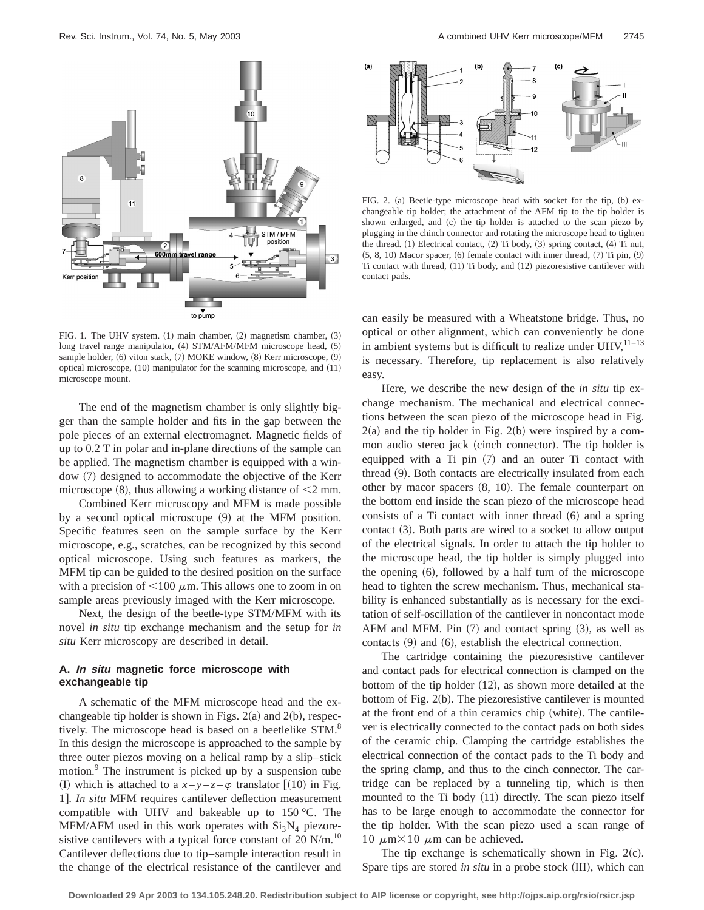FIG. 1. The UHV system. (1) main chamber, (2) magnetism chamber, (3) long travel range manipulator, (4) STM/AFM/MFM microscope head, (5) sample holder, (6) viton stack, (7) MOKE window, (8) Kerr microscope, (9) optical microscope, (10) manipulator for the scanning microscope, and (11) microscope mount.

The end of the magnetism chamber is only slightly bigger than the sample holder and fits in the gap between the pole pieces of an external electromagnet. Magnetic fields of up to 0.2 T in polar and in-plane directions of the sample can be applied. The magnetism chamber is equipped with a window (7) designed to accommodate the objective of the Kerr microscope (8), thus allowing a working distance of <2 mm.

Combined Kerr microscopy and MFM is made possible by a second optical microscope (9) at the MFM position. Specific features seen on the sample surface by the Kerr microscope, e.g., scratches, can be recognized by this second optical microscope. Using such features as markers, the MFM tip can be guided to the desired position on the surface with a precision of <100 $\mu$m. This allows one to zoom in on sample areas previously imaged with the Kerr microscope.

Next, the design of the beetle-type STM/MFM with its novel *in situ* tip exchange mechanism and the setup for *in situ* Kerr microscopy are described in detail.

## A. *In situ* magnetic force microscope with exchangeable tip

A schematic of the MFM microscope head and the exchangeable tip holder is shown in Figs. 2(a) and 2(b), respectively. The microscope head is based on a beetlelike STM.[8] In this design the microscope is approached to the sample by three outer piezos moving on a helical ramp by a slip–stick motion.[9] The instrument is picked up by a suspension tube (I) which is attached to a $x$–$y$–$z$–$\varphi$ translator [(10) in Fig. 1]. *In situ* MFM requires cantilever deflection measurement compatible with UHV and bakeable up to 150 °C. The MFM/AFM used in this work operates with $Si_3N_4$ piezoresistive cantilevers with a typical force constant of 20 N/m.[10] Cantilever deflections due to tip–sample interaction result in the change of the electrical resistance of the cantilever and

FIG. 2. (a) Beetle-type microscope head with socket for the tip, (b) exchangeable tip holder; the attachment of the AFM tip to the tip holder is shown enlarged, and (c) the tip holder is attached to the scan piezo by plugging in the chinch connector and rotating the microscope head to tighten the thread. (1) Electrical contact, (2) Ti body, (3) spring contact, (4) Ti nut, (5, 8, 10) Macor spacer, (6) female contact with inner thread, (7) Ti pin, (9) Ti contact with thread, (11) Ti body, and (12) piezoresistive cantilever with contact pads.

can easily be measured with a Wheatstone bridge. Thus, no optical or other alignment, which can conveniently be done in ambient systems but is difficult to realize under UHV,[11–13] is necessary. Therefore, tip replacement is also relatively easy.

Here, we describe the new design of the *in situ* tip exchange mechanism. The mechanical and electrical connections between the scan piezo of the microscope head in Fig. 2(a) and the tip holder in Fig. 2(b) were inspired by a common audio stereo jack (cinch connector). The tip holder is equipped with a Ti pin (7) and an outer Ti contact with thread (9). Both contacts are electrically insulated from each other by macor spacers (8, 10). The female counterpart on the bottom end inside the scan piezo of the microscope head consists of a Ti contact with inner thread (6) and a spring contact (3). Both parts are wired to a socket to allow output of the electrical signals. In order to attach the tip holder to the microscope head, the tip holder is simply plugged into the opening (6), followed by a half turn of the microscope head to tighten the screw mechanism. Thus, mechanical stability is enhanced substantially as is necessary for the excitation of self-oscillation of the cantilever in noncontact mode AFM and MFM. Pin (7) and contact spring (3), as well as contacts (9) and (6), establish the electrical connection.

The cartridge containing the piezoresistive cantilever and contact pads for electrical connection is clamped on the bottom of the tip holder (12), as shown more detailed at the bottom of Fig. 2(b). The piezoresistive cantilever is mounted at the front end of a thin ceramics chip (white). The cantilever is electrically connected to the contact pads on both sides of the ceramic chip. Clamping the cartridge establishes the electrical connection of the contact pads to the Ti body and the spring clamp, and thus to the cinch connector. The cartridge can be replaced by a tunneling tip, which is then mounted to the Ti body (11) directly. The scan piezo itself has to be large enough to accommodate the connector for the tip holder. With the scan piezo used a scan range of 10 $\mu$m×10 $\mu$m can be achieved.

The tip exchange is schematically shown in Fig. 2(c). Spare tips are stored *in situ* in a probe stock (III), which can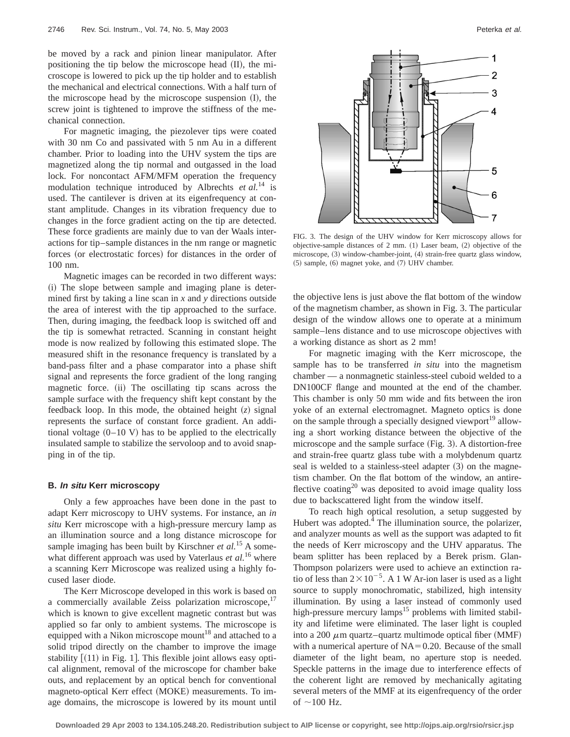be moved by a rack and pinion linear manipulator. After positioning the tip below the microscope head (II), the microscope is lowered to pick up the tip holder and to establish the mechanical and electrical connections. With a half turn of the microscope head by the microscope suspension (I), the screw joint is tightened to improve the stiffness of the mechanical connection.

For magnetic imaging, the piezolever tips were coated with 30 nm Co and passivated with 5 nm Au in a different chamber. Prior to loading into the UHV system the tips are magnetized along the tip normal and outgassed in the load lock. For noncontact AFM/MFM operation the frequency modulation technique introduced by Albrechts *et al.*[14] is used. The cantilever is driven at its eigenfrequency at constant amplitude. Changes in its vibration frequency due to changes in the force gradient acting on the tip are detected. These force gradients are mainly due to van der Waals interactions for tip–sample distances in the nm range or magnetic forces (or electrostatic forces) for distances in the order of 100 nm.

Magnetic images can be recorded in two different ways: (i) The slope between sample and imaging plane is determined first by taking a line scan in $x$ and $y$ directions outside the area of interest with the tip approached to the surface. Then, during imaging, the feedback loop is switched off and the tip is somewhat retracted. Scanning in constant height mode is now realized by following this estimated slope. The measured shift in the resonance frequency is translated by a band-pass filter and a phase comparator into a phase shift signal and represents the force gradient of the long ranging magnetic force. (ii) The oscillating tip scans across the sample surface with the frequency shift kept constant by the feedback loop. In this mode, the obtained height ($z$) signal represents the surface of constant force gradient. An additional voltage (0–10 V) has to be applied to the electrically insulated sample to stabilize the servoloop and to avoid snapping in of the tip.

### B. *In situ* Kerr microscopy

Only a few approaches have been done in the past to adapt Kerr microscopy to UHV systems. For instance, an *in situ* Kerr microscope with a high-pressure mercury lamp as an illumination source and a long distance microscope for sample imaging has been built by Kirschner *et al.*[15] A somewhat different approach was used by Vaterlaus *et al.*[16] where a scanning Kerr Microscope was realized using a highly focused laser diode.

The Kerr Microscope developed in this work is based on a commercially available Zeiss polarization microscope,[17] which is known to give excellent magnetic contrast but was applied so far only to ambient systems. The microscope is equipped with a Nikon microscope mount[18] and attached to a solid tripod directly on the chamber to improve the image stability [(11) in Fig. 1]. This flexible joint allows easy optical alignment, removal of the microscope for chamber bake outs, and replacement by an optical bench for conventional magneto-optical Kerr effect (MOKE) measurements. To image domains, the microscope is lowered by its mount until the objective lens is just above the flat bottom of the window of the magnetism chamber, as shown in Fig. 3. The particular design of the window allows one to operate at a minimum sample–lens distance and to use microscope objectives with a working distance as short as 2 mm!

FIG. 3. The design of the UHV window for Kerr microscopy allows for objective-sample distances of 2 mm. (1) Laser beam, (2) objective of the microscope, (3) window-chamber-joint, (4) strain-free quartz glass window, (5) sample, (6) magnet yoke, and (7) UHV chamber.

For magnetic imaging with the Kerr microscope, the sample has to be transferred *in situ* into the magnetism chamber — a nonmagnetic stainless-steel cuboid welded to a DN100CF flange and mounted at the end of the chamber. This chamber is only 50 mm wide and fits between the iron yoke of an external electromagnet. Magneto optics is done on the sample through a specially designed viewport[19] allowing a short working distance between the objective of the microscope and the sample surface (Fig. 3). A distortion-free and strain-free quartz glass tube with a molybdenum quartz seal is welded to a stainless-steel adapter (3) on the magnetism chamber. On the flat bottom of the window, an antireflective coating[20] was deposited to avoid image quality loss due to backscattered light from the window itself.

To reach high optical resolution, a setup suggested by Hubert was adopted.[4] The illumination source, the polarizer, and analyzer mounts as well as the support was adapted to fit the needs of Kerr microscopy and the UHV apparatus. The beam splitter has been replaced by a Berek prism. Glan-Thompson polarizers were used to achieve an extinction ratio of less than $2\times10^{-5}$. A 1 W Ar-ion laser is used as a light source to supply monochromatic, stabilized, high intensity illumination. By using a laser instead of commonly used high-pressure mercury lamps[15] problems with limited stability and lifetime were eliminated. The laser light is coupled into a 200 $\mu$m quartz–quartz multimode optical fiber (MMF) with a numerical aperture of NA$=0.20$. Because of the small diameter of the light beam, no aperture stop is needed. Speckle patterns in the image due to interference effects of the coherent light are removed by mechanically agitating several meters of the MMF at its eigenfrequency of the order of ~100 Hz.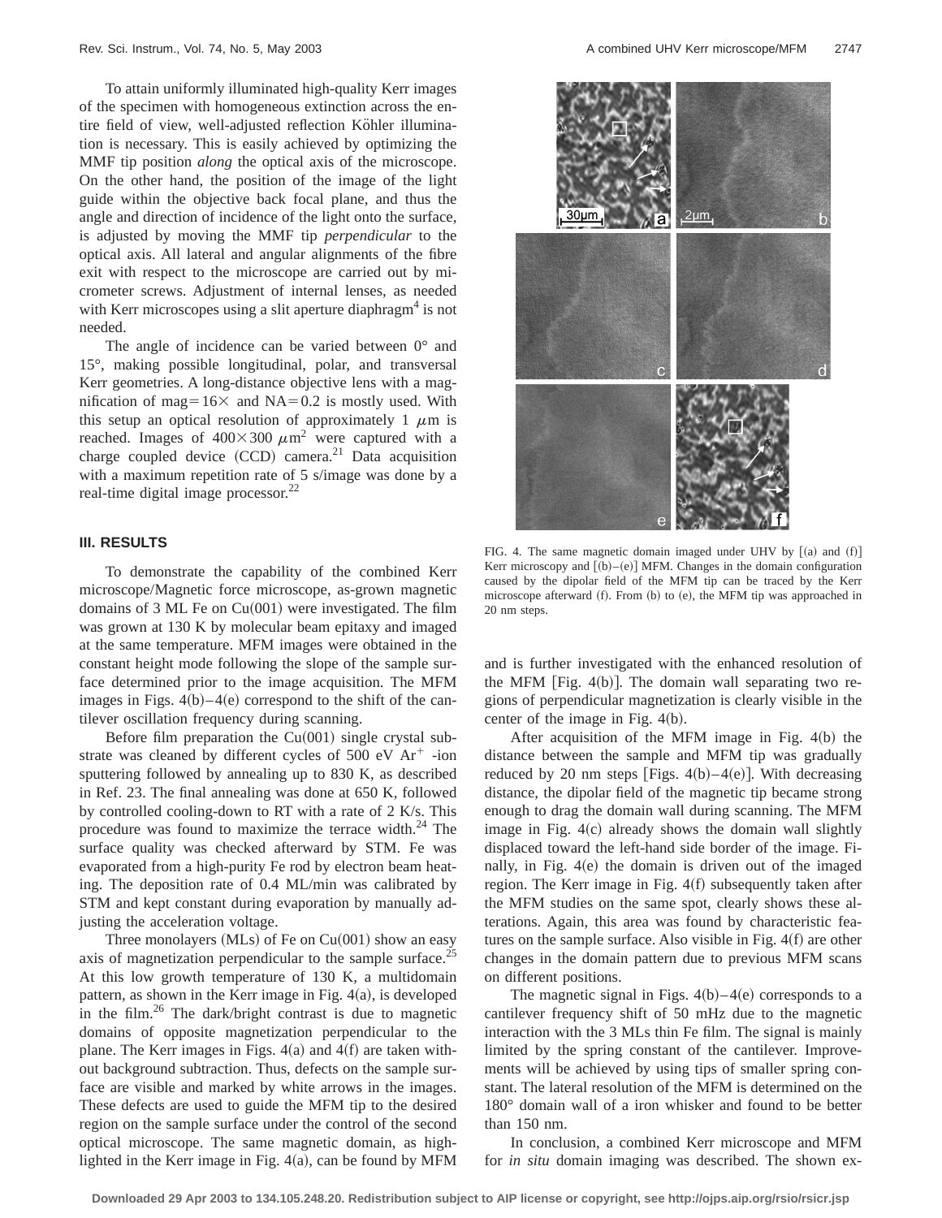To attain uniformly illuminated high-quality Kerr images of the specimen with homogeneous extinction across the entire field of view, well-adjusted reflection Köhler illumination is necessary. This is easily achieved by optimizing the MMF tip position *along* the optical axis of the microscope. On the other hand, the position of the image of the light guide within the objective back focal plane, and thus the angle and direction of incidence of the light onto the surface, is adjusted by moving the MMF tip *perpendicular* to the optical axis. All lateral and angular alignments of the fibre exit with respect to the microscope are carried out by micrometer screws. Adjustment of internal lenses, as needed with Kerr microscopes using a slit aperture diaphragm[4] is not needed.

The angle of incidence can be varied between 0° and 15°, making possible longitudinal, polar, and transversal Kerr geometries. A long-distance objective lens with a magnification of mag=16× and NA=0.2 is mostly used. With this setup an optical resolution of approximately 1 $\mu$m is reached. Images of 400×300 $\mu m^2$ were captured with a charge coupled device (CCD) camera.[21] Data acquisition with a maximum repetition rate of 5 s/image was done by a real-time digital image processor.[22]

## III. RESULTS

To demonstrate the capability of the combined Kerr microscope/Magnetic force microscope, as-grown magnetic domains of 3 ML Fe on Cu(001) were investigated. The film was grown at 130 K by molecular beam epitaxy and imaged at the same temperature. MFM images were obtained in the constant height mode following the slope of the sample surface determined prior to the image acquisition. The MFM images in Figs. 4(b)–4(e) correspond to the shift of the cantilever oscillation frequency during scanning.

Before film preparation the Cu(001) single crystal substrate was cleaned by different cycles of 500 eV $Ar^+$ -ion sputtering followed by annealing up to 830 K, as described in Ref. 23. The final annealing was done at 650 K, followed by controlled cooling-down to RT with a rate of 2 K/s. This procedure was found to maximize the terrace width.[24] The surface quality was checked afterward by STM. Fe was evaporated from a high-purity Fe rod by electron beam heating. The deposition rate of 0.4 ML/min was calibrated by STM and kept constant during evaporation by manually adjusting the acceleration voltage.

Three monolayers (MLs) of Fe on Cu(001) show an easy axis of magnetization perpendicular to the sample surface.[25] At this low growth temperature of 130 K, a multidomain pattern, as shown in the Kerr image in Fig. 4(a), is developed in the film.[26] The dark/bright contrast is due to magnetic domains of opposite magnetization perpendicular to the plane. The Kerr images in Figs. 4(a) and 4(f) are taken without background subtraction. Thus, defects on the sample surface are visible and marked by white arrows in the images. These defects are used to guide the MFM tip to the desired region on the sample surface under the control of the second optical microscope. The same magnetic domain, as highlighted in the Kerr image in Fig. 4(a), can be found by MFM and is further investigated with the enhanced resolution of the MFM [Fig. 4(b)]. The domain wall separating two regions of perpendicular magnetization is clearly visible in the center of the image in Fig. 4(b).

FIG. 4. The same magnetic domain imaged under UHV by [(a) and (f)] Kerr microscopy and [(b)–(e)] MFM. Changes in the domain configuration caused by the dipolar field of the MFM tip can be traced by the Kerr microscope afterward (f). From (b) to (e), the MFM tip was approached in 20 nm steps.

After acquisition of the MFM image in Fig. 4(b) the distance between the sample and MFM tip was gradually reduced by 20 nm steps [Figs. 4(b)–4(e)]. With decreasing distance, the dipolar field of the magnetic tip became strong enough to drag the domain wall during scanning. The MFM image in Fig. 4(c) already shows the domain wall slightly displaced toward the left-hand side border of the image. Finally, in Fig. 4(e) the domain is driven out of the imaged region. The Kerr image in Fig. 4(f) subsequently taken after the MFM studies on the same spot, clearly shows these alterations. Again, this area was found by characteristic features on the sample surface. Also visible in Fig. 4(f) are other changes in the domain pattern due to previous MFM scans on different positions.

The magnetic signal in Figs. 4(b)–4(e) corresponds to a cantilever frequency shift of 50 mHz due to the magnetic interaction with the 3 MLs thin Fe film. The signal is mainly limited by the spring constant of the cantilever. Improvements will be achieved by using tips of smaller spring constant. The lateral resolution of the MFM is determined on the 180° domain wall of a iron whisker and found to be better than 150 nm.

In conclusion, a combined Kerr microscope and MFM for *in situ* domain imaging was described. The shown ex-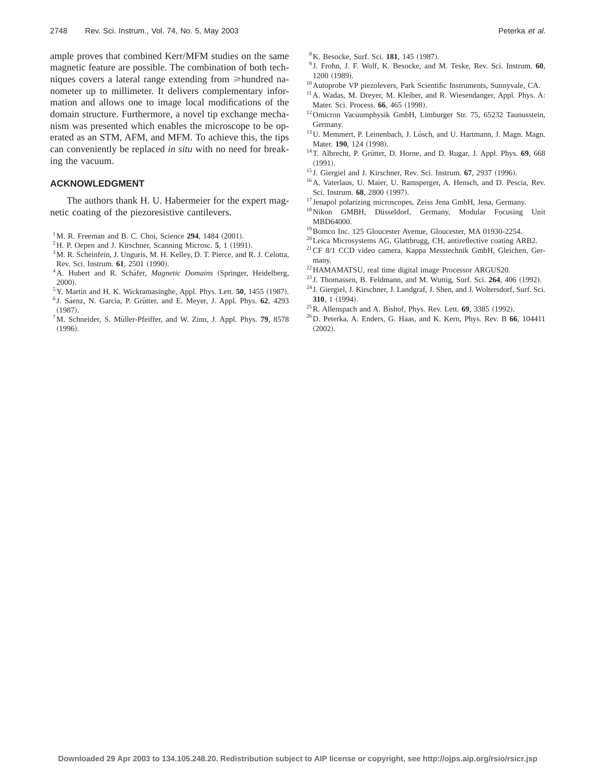ample proves that combined Kerr/MFM studies on the same magnetic feature are possible. The combination of both techniques covers a lateral range extending from ≥hundred nanometer up to millimeter. It delivers complementary information and allows one to image local modifications of the domain structure. Furthermore, a novel tip exchange mechanism was presented which enables the microscope to be operated as an STM, AFM, and MFM. To achieve this, the tips can conveniently be replaced *in situ* with no need for breaking the vacuum.

## ACKNOWLEDGMENT

The authors thank H. U. Habermeier for the expert magnetic coating of the piezoresistive cantilevers.

[1] M. R. Freeman and B. C. Choi, Science **294**, 1484 (2001).
[2] H. P. Oepen and J. Kirschner, Scanning Microsc. **5**, 1 (1991).
[3] M. R. Scheinfein, J. Unguris, M. H. Kelley, D. T. Pierce, and R. J. Celotta, Rev. Sci. Instrum. **61**, 2501 (1990).
[4] A. Hubert and R. Schäfer, *Magnetic Domains* (Springer, Heidelberg, 2000).
[5] Y. Martin and H. K. Wickramasinghe, Appl. Phys. Lett. **50**, 1455 (1987).
[6] J. Sáenz, N. Garcia, P. Grütter, and E. Meyer, J. Appl. Phys. **62**, 4293 (1987).
[7] M. Schneider, S. Müller-Pfeiffer, and W. Zinn, J. Appl. Phys. **79**, 8578 (1996).
[8] K. Besocke, Surf. Sci. **181**, 145 (1987).
[9] J. Frohn, J. F. Wolf, K. Besocke, and M. Teske, Rev. Sci. Instrum. **60**, 1200 (1989).
[10] Autoprobe VP piezolevers, Park Scientific Instruments, Sunnyvale, CA.
[11] A. Wadas, M. Dreyer, M. Kleiber, and R. Wiesendanger, Appl. Phys. A: Mater. Sci. Process. **66**, 465 (1998).
[12] Omicron Vacuumphysik GmbH, Limburger Str. 75, 65232 Taunusstein, Germany.
[13] U. Memmert, P. Leinenbach, J. Lösch, and U. Hartmann, J. Magn. Magn. Mater. **190**, 124 (1998).
[14] T. Albrecht, P. Grütter, D. Horne, and D. Rugar, J. Appl. Phys. **69**, 668 (1991).
[15] J. Giergiel and J. Kirschner, Rev. Sci. Instrum. **67**, 2937 (1996).
[16] A. Vaterlaus, U. Maier, U. Ramsperger, A. Hensch, and D. Pescia, Rev. Sci. Instrum. **68**, 2800 (1997).
[17] Jenapol polarizing microscopes, Zeiss Jena GmbH, Jena, Germany.
[18] Nikon GMBH, Düsseldorf, Germany, Modular Focusing Unit MBD64000.
[19] Bomco Inc. 125 Gloucester Avenue, Gloucester, MA 01930-2254.
[20] Leica Microsystems AG, Glattbrugg, CH, antireflective coating ARB2.
[21] CF 8/1 CCD video camera, Kappa Messtechnik GmbH, Gleichen, Germany.
[22] HAMAMATSU, real time digital image Processor ARGUS20.
[23] J. Thomassen, B. Feldmann, and M. Wuttig, Surf. Sci. **264**, 406 (1992).
[24] J. Giergiel, J. Kirschner, J. Landgraf, J. Shen, and J. Woltersdorf, Surf. Sci. **310**, 1 (1994).
[25] R. Allenspach and A. Bishof, Phys. Rev. Lett. **69**, 3385 (1992).
[26] D. Peterka, A. Enders, G. Haas, and K. Kern, Phys. Rev. B **66**, 104411 (2002).